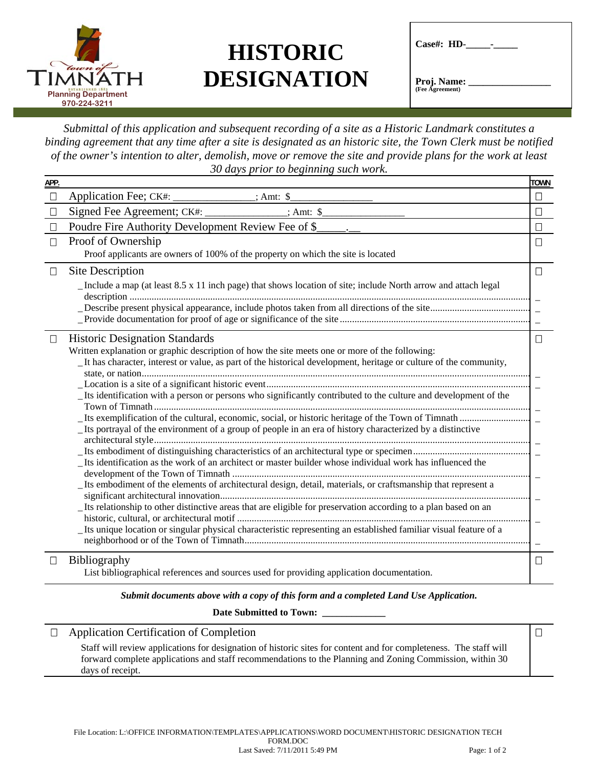Town of Timnath
Planning Department
970-224-3211

# HISTORIC DESIGNATION

**Case#: HD-_____-_____**

**Proj. Name: _________________**
**(Fee Agreement)**

*Submittal of this application and subsequent recording of a site as a Historic Landmark constitutes a binding agreement that any time after a site is designated as an historic site, the Town Clerk must be notified of the owner's intention to alter, demolish, move or remove the site and provide plans for the work at least 30 days prior to beginning such work.*

| APP. | | TOWN |
|---|---|---|
| ☐ | Application Fee; CK#: _______________; Amt: $_______________ | ☐ |
| ☐ | Signed Fee Agreement; CK#: _______________; Amt: $_______________ | ☐ |
| ☐ | Poudre Fire Authority Development Review Fee of $_____.__ | ☐ |
| ☐ | Proof of Ownership<br>Proof applicants are owners of 100% of the property on which the site is located | ☐ |
| ☐ | Site Description | ☐ |
| | _Include a map (at least 8.5 x 11 inch page) that shows location of site; include North arrow and attach legal description | _ |
| | _Describe present physical appearance, include photos taken from all directions of the site | _ |
| | _Provide documentation for proof of age or significance of the site | _ |
| ☐ | Historic Designation Standards<br>Written explanation or graphic description of how the site meets one or more of the following: | ☐ |
| | _It has character, interest or value, as part of the historical development, heritage or culture of the community, state, or nation | _ |
| | _Location is a site of a significant historic event | _ |
| | _Its identification with a person or persons who significantly contributed to the culture and development of the Town of Timnath | _ |
| | _Its exemplification of the cultural, economic, social, or historic heritage of the Town of Timnath | _ |
| | _Its portrayal of the environment of a group of people in an era of history characterized by a distinctive architectural style | _ |
| | _Its embodiment of distinguishing characteristics of an architectural type or specimen | _ |
| | _Its identification as the work of an architect or master builder whose individual work has influenced the development of the Town of Timnath | _ |
| | _Its embodiment of the elements of architectural design, detail, materials, or craftsmanship that represent a significant architectural innovation | _ |
| | _Its relationship to other distinctive areas that are eligible for preservation according to a plan based on an historic, cultural, or architectural motif | _ |
| | _Its unique location or singular physical characteristic representing an established familiar visual feature of a neighborhood or of the Town of Timnath | _ |
| ☐ | Bibliography<br>List bibliographical references and sources used for providing application documentation. | ☐ |

***Submit documents above with a copy of this form and a completed Land Use Application.***

**Date Submitted to Town: _____________**

| | | |
|---|---|---|
| ☐ | Application Certification of Completion<br>Staff will review applications for designation of historic sites for content and for completeness. The staff will forward complete applications and staff recommendations to the Planning and Zoning Commission, within 30 days of receipt. | ☐ |

File Location: L:\OFFICE INFORMATION\TEMPLATES\APPLICATIONS\WORD DOCUMENT\HISTORIC DESIGNATION TECH FORM.DOC
Last Saved: 7/11/2011 5:49 PM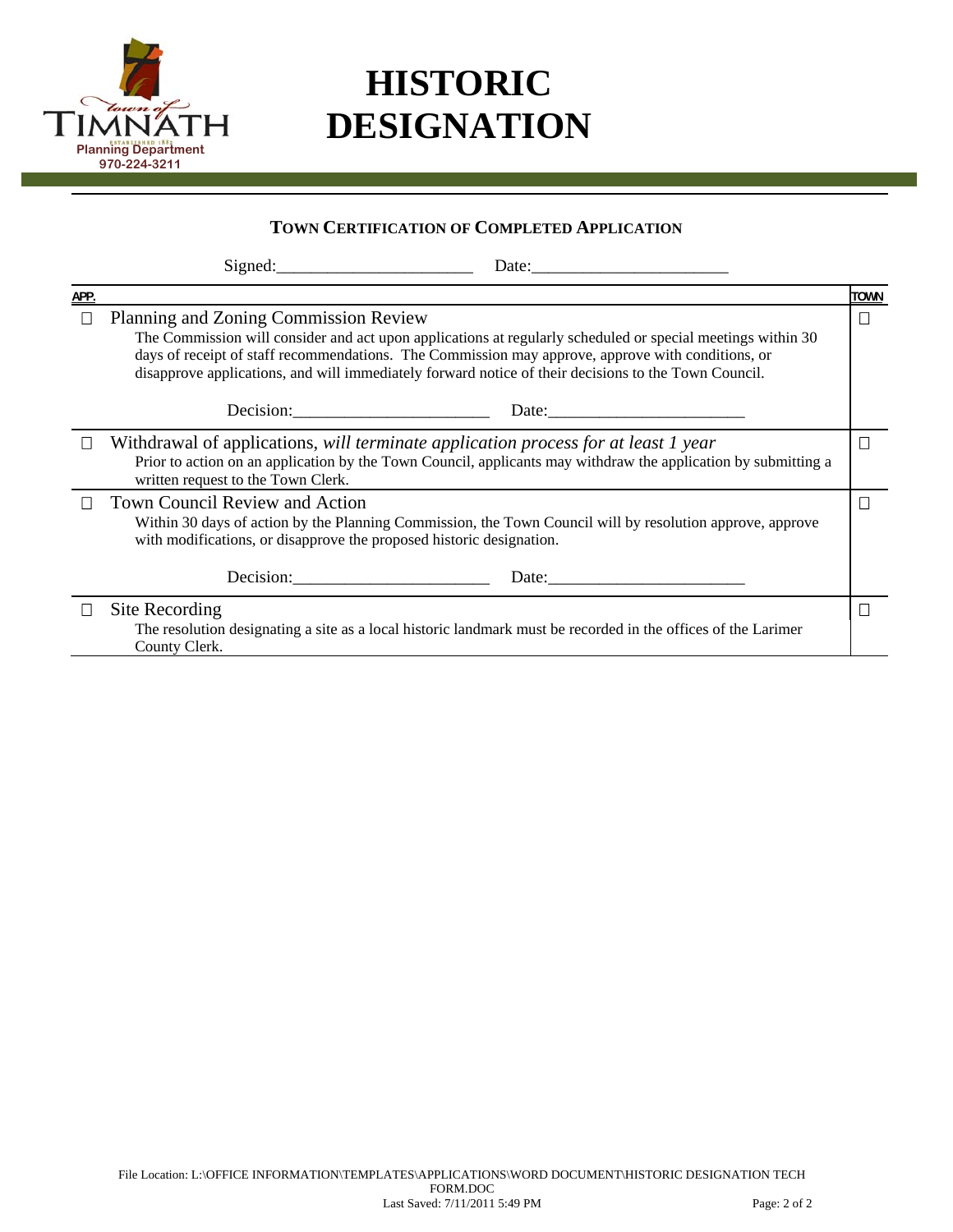Town of Timnath
Planning Department
970-224-3211

# HISTORIC DESIGNATION

### TOWN CERTIFICATION OF COMPLETED APPLICATION

Signed:______________________ Date:______________________

| APP. | | TOWN |
|---|---|---|
| ☐ | Planning and Zoning Commission Review<br>The Commission will consider and act upon applications at regularly scheduled or special meetings within 30 days of receipt of staff recommendations. The Commission may approve, approve with conditions, or disapprove applications, and will immediately forward notice of their decisions to the Town Council.<br><br>Decision:______________________ Date:______________________ | ☐ |
| ☐ | Withdrawal of applications, *will terminate application process for at least 1 year*<br>Prior to action on an application by the Town Council, applicants may withdraw the application by submitting a written request to the Town Clerk. | ☐ |
| ☐ | Town Council Review and Action<br>Within 30 days of action by the Planning Commission, the Town Council will by resolution approve, approve with modifications, or disapprove the proposed historic designation.<br><br>Decision:______________________ Date:______________________ | ☐ |
| ☐ | Site Recording<br>The resolution designating a site as a local historic landmark must be recorded in the offices of the Larimer County Clerk. | ☐ |

File Location: L:\OFFICE INFORMATION\TEMPLATES\APPLICATIONS\WORD DOCUMENT\HISTORIC DESIGNATION TECH FORM.DOC
Last Saved: 7/11/2011 5:49 PM